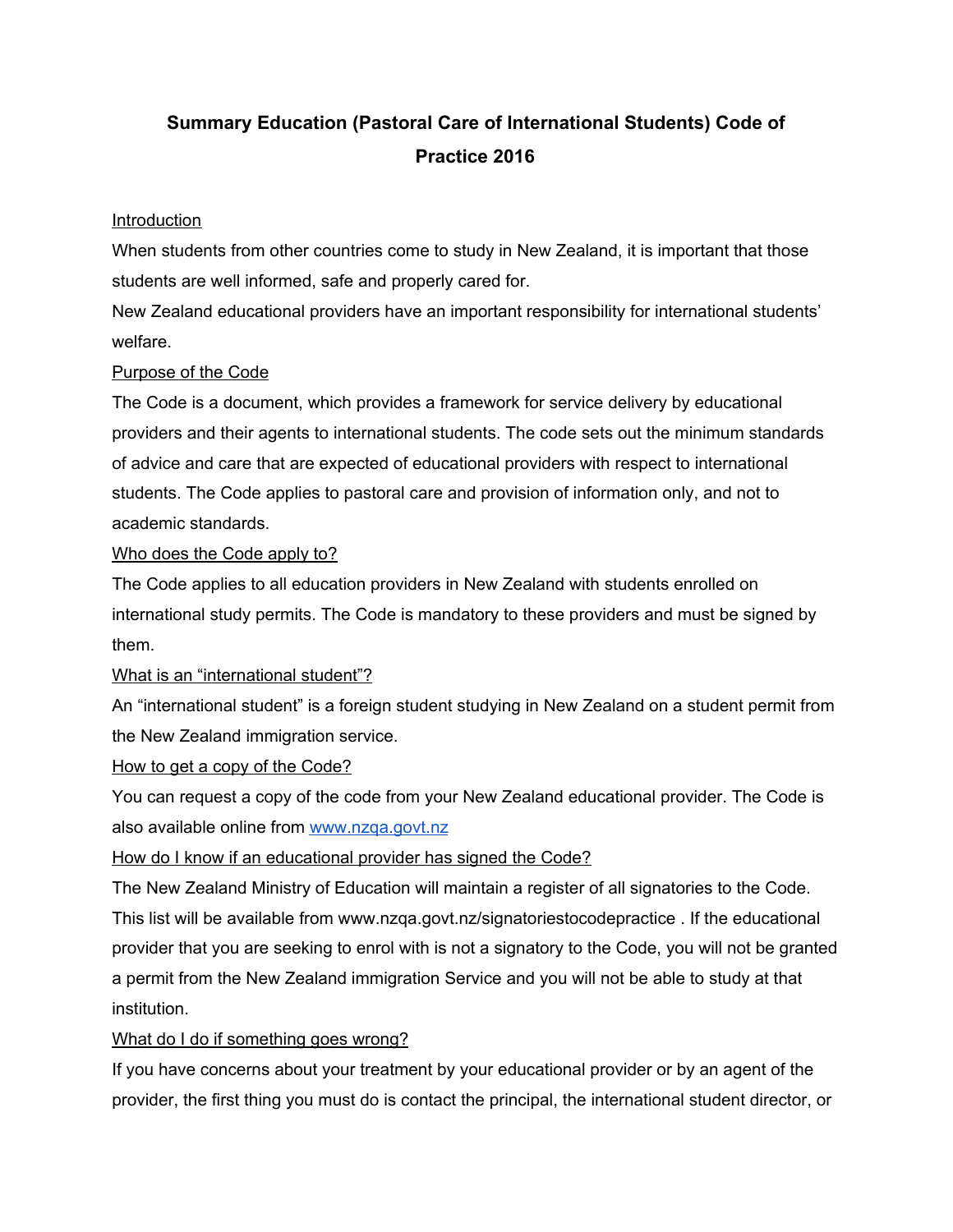# Summary Education (Pastoral Care of International Students) Code of Practice 2016

## Introduction

When students from other countries come to study in New Zealand, it is important that those students are well informed, safe and properly cared for.

New Zealand educational providers have an important responsibility for international students' welfare.

## Purpose of the Code

The Code is a document, which provides a framework for service delivery by educational providers and their agents to international students. The code sets out the minimum standards of advice and care that are expected of educational providers with respect to international students. The Code applies to pastoral care and provision of information only, and not to academic standards.

## Who does the Code apply to?

The Code applies to all education providers in New Zealand with students enrolled on international study permits. The Code is mandatory to these providers and must be signed by them.

## What is an "international student"?

An "international student" is a foreign student studying in New Zealand on a student permit from the New Zealand immigration service.

## How to get a copy of the Code?

You can request a copy of the code from your New Zealand educational provider. The Code is also available online from [www.nzqa.govt.nz](http://www.nzqa.govt.nz)

## How do I know if an educational provider has signed the Code?

The New Zealand Ministry of Education will maintain a register of all signatories to the Code. This list will be available from www.nzqa.govt.nz/signatoriestocodepractice . If the educational provider that you are seeking to enrol with is not a signatory to the Code, you will not be granted a permit from the New Zealand immigration Service and you will not be able to study at that institution.

## What do I do if something goes wrong?

If you have concerns about your treatment by your educational provider or by an agent of the provider, the first thing you must do is contact the principal, the international student director, or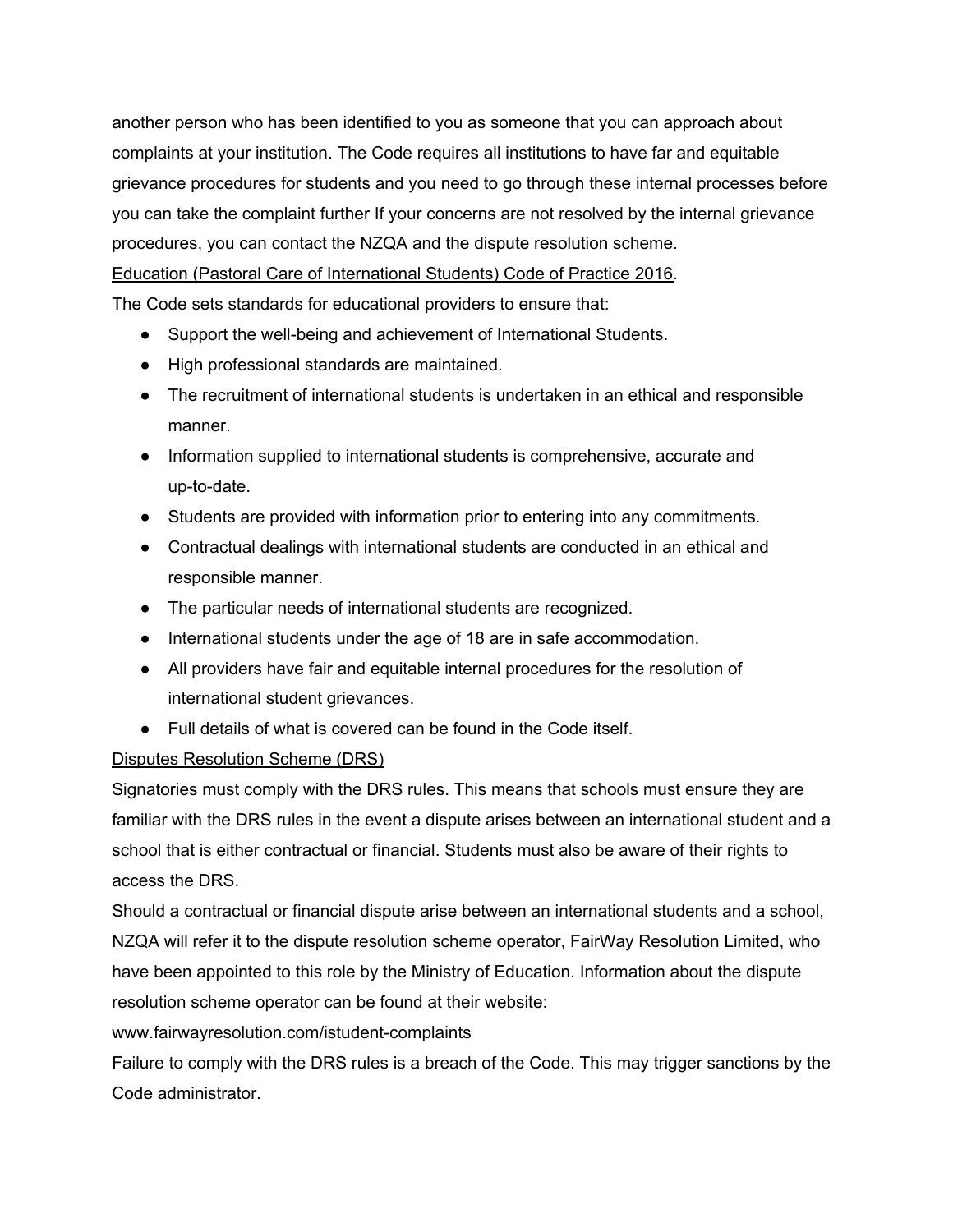another person who has been identified to you as someone that you can approach about complaints at your institution. The Code requires all institutions to have far and equitable grievance procedures for students and you need to go through these internal processes before you can take the complaint further If your concerns are not resolved by the internal grievance procedures, you can contact the NZQA and the dispute resolution scheme.

Education (Pastoral Care of International Students) Code of Practice 2016.

The Code sets standards for educational providers to ensure that:

- Support the well-being and achievement of International Students.
- High professional standards are maintained.
- The recruitment of international students is undertaken in an ethical and responsible manner.
- Information supplied to international students is comprehensive, accurate and up-to-date.
- Students are provided with information prior to entering into any commitments.
- Contractual dealings with international students are conducted in an ethical and responsible manner.
- The particular needs of international students are recognized.
- International students under the age of 18 are in safe accommodation.
- All providers have fair and equitable internal procedures for the resolution of international student grievances.
- Full details of what is covered can be found in the Code itself.

Disputes Resolution Scheme (DRS)

Signatories must comply with the DRS rules. This means that schools must ensure they are familiar with the DRS rules in the event a dispute arises between an international student and a school that is either contractual or financial. Students must also be aware of their rights to access the DRS.

Should a contractual or financial dispute arise between an international students and a school, NZQA will refer it to the dispute resolution scheme operator, FairWay Resolution Limited, who have been appointed to this role by the Ministry of Education. Information about the dispute resolution scheme operator can be found at their website:

www.fairwayresolution.com/istudent-complaints

Failure to comply with the DRS rules is a breach of the Code. This may trigger sanctions by the Code administrator.